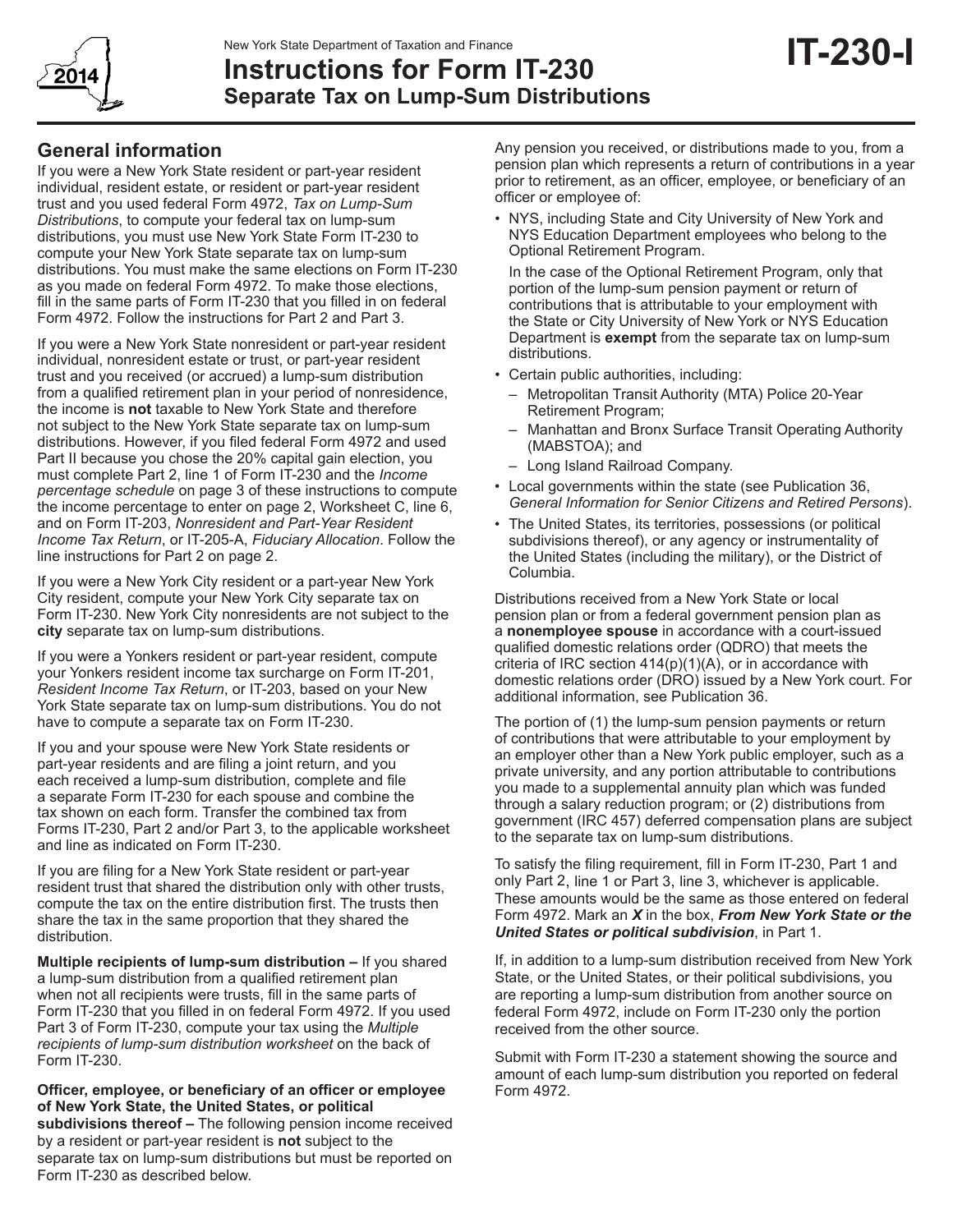New York State Department of Taxation and Finance

# Instructions for Form IT-230
## Separate Tax on Lump-Sum Distributions

**IT-230-I**

2014

## General information

If you were a New York State resident or part-year resident individual, resident estate, or resident or part-year resident trust and you used federal Form 4972, *Tax on Lump-Sum Distributions*, to compute your federal tax on lump-sum distributions, you must use New York State Form IT-230 to compute your New York State separate tax on lump-sum distributions. You must make the same elections on Form IT-230 as you made on federal Form 4972. To make those elections, fill in the same parts of Form IT-230 that you filled in on federal Form 4972. Follow the instructions for Part 2 and Part 3.

If you were a New York State nonresident or part-year resident individual, nonresident estate or trust, or part-year resident trust and you received (or accrued) a lump-sum distribution from a qualified retirement plan in your period of nonresidence, the income is **not** taxable to New York State and therefore not subject to the New York State separate tax on lump-sum distributions. However, if you filed federal Form 4972 and used Part II because you chose the 20% capital gain election, you must complete Part 2, line 1 of Form IT-230 and the *Income percentage schedule* on page 3 of these instructions to compute the income percentage to enter on page 2, Worksheet C, line 6, and on Form IT-203, *Nonresident and Part-Year Resident Income Tax Return*, or IT-205-A, *Fiduciary Allocation*. Follow the line instructions for Part 2 on page 2.

If you were a New York City resident or a part-year New York City resident, compute your New York City separate tax on Form IT-230. New York City nonresidents are not subject to the **city** separate tax on lump-sum distributions.

If you were a Yonkers resident or part-year resident, compute your Yonkers resident income tax surcharge on Form IT-201, *Resident Income Tax Return*, or IT-203, based on your New York State separate tax on lump-sum distributions. You do not have to compute a separate tax on Form IT-230.

If you and your spouse were New York State residents or part-year residents and are filing a joint return, and you each received a lump-sum distribution, complete and file a separate Form IT-230 for each spouse and combine the tax shown on each form. Transfer the combined tax from Forms IT-230, Part 2 and/or Part 3, to the applicable worksheet and line as indicated on Form IT-230.

If you are filing for a New York State resident or part-year resident trust that shared the distribution only with other trusts, compute the tax on the entire distribution first. The trusts then share the tax in the same proportion that they shared the distribution.

**Multiple recipients of lump-sum distribution –** If you shared a lump-sum distribution from a qualified retirement plan when not all recipients were trusts, fill in the same parts of Form IT-230 that you filled in on federal Form 4972. If you used Part 3 of Form IT-230, compute your tax using the *Multiple recipients of lump-sum distribution worksheet* on the back of Form IT-230.

**Officer, employee, or beneficiary of an officer or employee of New York State, the United States, or political subdivisions thereof –** The following pension income received by a resident or part-year resident is **not** subject to the separate tax on lump-sum distributions but must be reported on Form IT-230 as described below.

Any pension you received, or distributions made to you, from a pension plan which represents a return of contributions in a year prior to retirement, as an officer, employee, or beneficiary of an officer or employee of:

- NYS, including State and City University of New York and NYS Education Department employees who belong to the Optional Retirement Program.

  In the case of the Optional Retirement Program, only that portion of the lump-sum pension payment or return of contributions that is attributable to your employment with the State or City University of New York or NYS Education Department is **exempt** from the separate tax on lump-sum distributions.
- Certain public authorities, including:
  - Metropolitan Transit Authority (MTA) Police 20-Year Retirement Program;
  - Manhattan and Bronx Surface Transit Operating Authority (MABSTOA); and
  - Long Island Railroad Company.
- Local governments within the state (see Publication 36, *General Information for Senior Citizens and Retired Persons*).
- The United States, its territories, possessions (or political subdivisions thereof), or any agency or instrumentality of the United States (including the military), or the District of Columbia.

Distributions received from a New York State or local pension plan or from a federal government pension plan as a **nonemployee spouse** in accordance with a court-issued qualified domestic relations order (QDRO) that meets the criteria of IRC section 414(p)(1)(A), or in accordance with domestic relations order (DRO) issued by a New York court. For additional information, see Publication 36.

The portion of (1) the lump-sum pension payments or return of contributions that were attributable to your employment by an employer other than a New York public employer, such as a private university, and any portion attributable to contributions you made to a supplemental annuity plan which was funded through a salary reduction program; or (2) distributions from government (IRC 457) deferred compensation plans are subject to the separate tax on lump-sum distributions.

To satisfy the filing requirement, fill in Form IT-230, Part 1 and only Part 2, line 1 or Part 3, line 3, whichever is applicable. These amounts would be the same as those entered on federal Form 4972. Mark an ***X*** in the box, ***From New York State or the United States or political subdivision***, in Part 1.

If, in addition to a lump-sum distribution received from New York State, or the United States, or their political subdivisions, you are reporting a lump-sum distribution from another source on federal Form 4972, include on Form IT-230 only the portion received from the other source.

Submit with Form IT-230 a statement showing the source and amount of each lump-sum distribution you reported on federal Form 4972.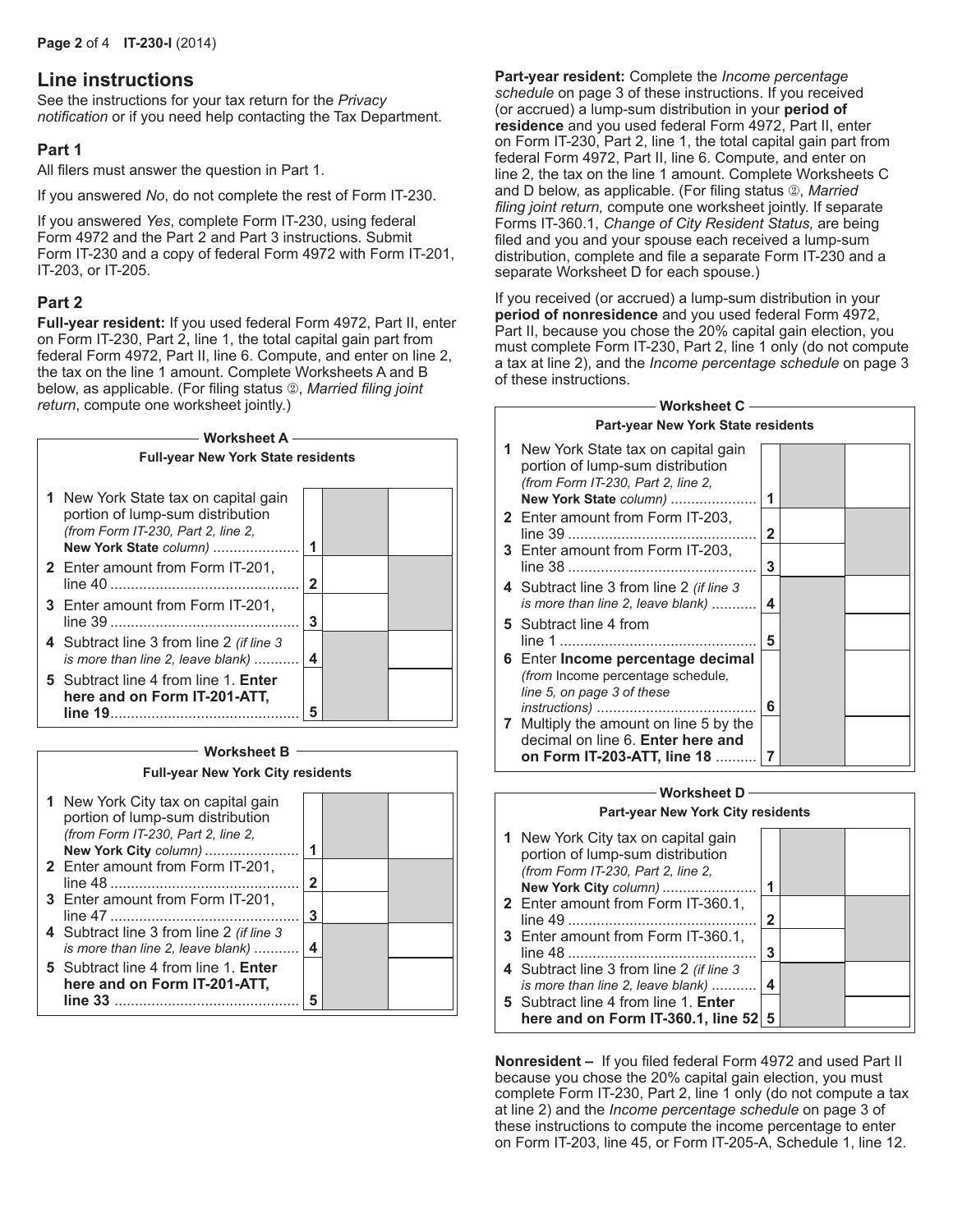## Line instructions

See the instructions for your tax return for the *Privacy notification* or if you need help contacting the Tax Department.

### Part 1

All filers must answer the question in Part 1.

If you answered *No*, do not complete the rest of Form IT-230.

If you answered *Yes*, complete Form IT-230, using federal Form 4972 and the Part 2 and Part 3 instructions. Submit Form IT-230 and a copy of federal Form 4972 with Form IT-201, IT-203, or IT-205.

### Part 2

**Full-year resident:** If you used federal Form 4972, Part II, enter on Form IT-230, Part 2, line 1, the total capital gain part from federal Form 4972, Part II, line 6. Compute, and enter on line 2, the tax on the line 1 amount. Complete Worksheets A and B below, as applicable. (For filing status ②, *Married filing joint return*, compute one worksheet jointly.)

**Worksheet A**

**Full-year New York State residents**

| | | | | |
|---|---|---|---|---|
| **1** | New York State tax on capital gain portion of lump-sum distribution *(from Form IT-230, Part 2, line 2,* **New York State** *column)* | 1 | | |
| **2** | Enter amount from Form IT-201, line 40 | 2 | | |
| **3** | Enter amount from Form IT-201, line 39 | 3 | | |
| **4** | Subtract line 3 from line 2 *(if line 3 is more than line 2, leave blank)* | 4 | | |
| **5** | Subtract line 4 from line 1. **Enter here and on Form IT-201-ATT, line 19** | 5 | | |

**Worksheet B**

**Full-year New York City residents**

| | | | | |
|---|---|---|---|---|
| **1** | New York City tax on capital gain portion of lump-sum distribution *(from Form IT-230, Part 2, line 2,* **New York City** *column)* | 1 | | |
| **2** | Enter amount from Form IT-201, line 48 | 2 | | |
| **3** | Enter amount from Form IT-201, line 47 | 3 | | |
| **4** | Subtract line 3 from line 2 *(if line 3 is more than line 2, leave blank)* | 4 | | |
| **5** | Subtract line 4 from line 1. **Enter here and on Form IT-201-ATT, line 33** | 5 | | |

**Part-year resident:** Complete the *Income percentage schedule* on page 3 of these instructions. If you received (or accrued) a lump-sum distribution in your **period of residence** and you used federal Form 4972, Part II, enter on Form IT-230, Part 2, line 1, the total capital gain part from federal Form 4972, Part II, line 6. Compute, and enter on line 2, the tax on the line 1 amount. Complete Worksheets C and D below, as applicable. (For filing status ②, *Married filing joint return,* compute one worksheet jointly. If separate Forms IT-360.1, *Change of City Resident Status,* are being filed and you and your spouse each received a lump-sum distribution, complete and file a separate Form IT-230 and a separate Worksheet D for each spouse.)

If you received (or accrued) a lump-sum distribution in your **period of nonresidence** and you used federal Form 4972, Part II, because you chose the 20% capital gain election, you must complete Form IT-230, Part 2, line 1 only (do not compute a tax at line 2), and the *Income percentage schedule* on page 3 of these instructions.

**Worksheet C**

**Part-year New York State residents**

| | | | | |
|---|---|---|---|---|
| **1** | New York State tax on capital gain portion of lump-sum distribution *(from Form IT-230, Part 2, line 2,* **New York State** *column)* | 1 | | |
| **2** | Enter amount from Form IT-203, line 39 | 2 | | |
| **3** | Enter amount from Form IT-203, line 38 | 3 | | |
| **4** | Subtract line 3 from line 2 *(if line 3 is more than line 2, leave blank)* | 4 | | |
| **5** | Subtract line 4 from line 1 | 5 | | |
| **6** | Enter **Income percentage decimal** *(from* Income percentage schedule*, line 5, on page 3 of these instructions)* | 6 | | |
| **7** | Multiply the amount on line 5 by the decimal on line 6. **Enter here and on Form IT-203-ATT, line 18** | 7 | | |

**Worksheet D**

**Part-year New York City residents**

| | | | | |
|---|---|---|---|---|
| **1** | New York City tax on capital gain portion of lump-sum distribution *(from Form IT-230, Part 2, line 2,* **New York City** *column)* | 1 | | |
| **2** | Enter amount from Form IT-360.1, line 49 | 2 | | |
| **3** | Enter amount from Form IT-360.1, line 48 | 3 | | |
| **4** | Subtract line 3 from line 2 *(if line 3 is more than line 2, leave blank)* | 4 | | |
| **5** | Subtract line 4 from line 1. **Enter here and on Form IT-360.1, line 52** | 5 | | |

**Nonresident –** If you filed federal Form 4972 and used Part II because you chose the 20% capital gain election, you must complete Form IT-230, Part 2, line 1 only (do not compute a tax at line 2) and the *Income percentage schedule* on page 3 of these instructions to compute the income percentage to enter on Form IT-203, line 45, or Form IT-205-A, Schedule 1, line 12.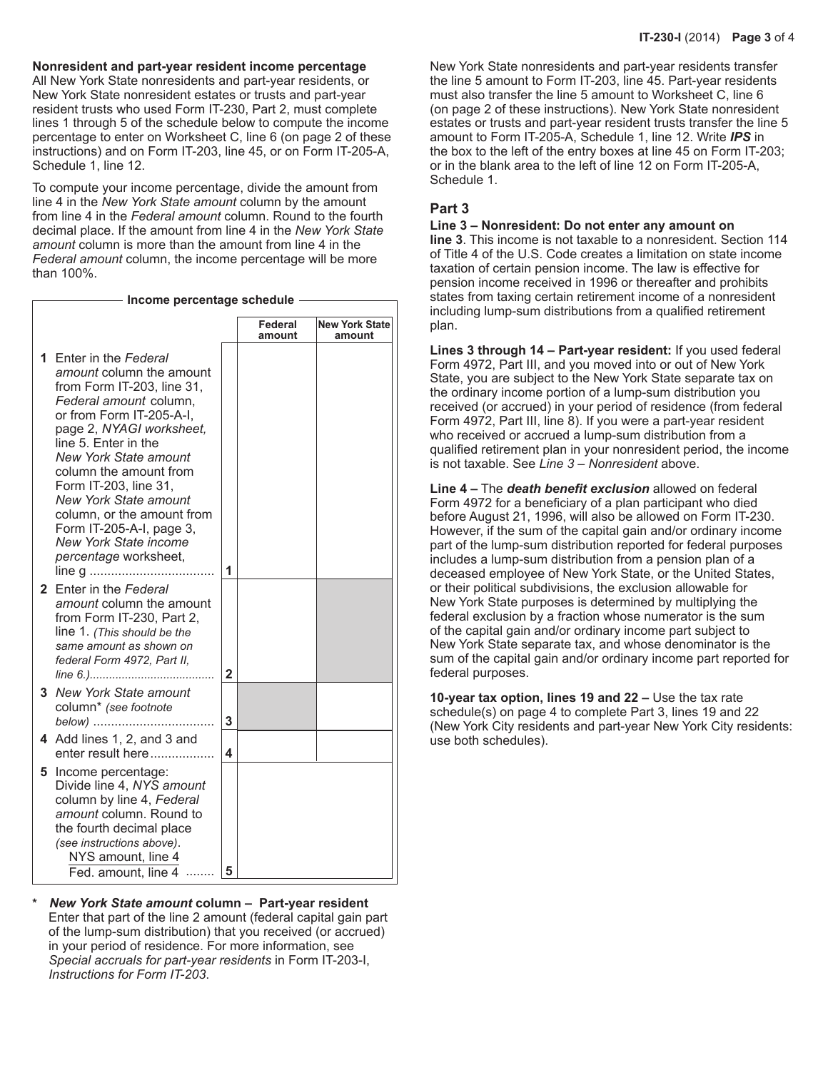**Nonresident and part-year resident income percentage**
All New York State nonresidents and part-year residents, or New York State nonresident estates or trusts and part-year resident trusts who used Form IT-230, Part 2, must complete lines 1 through 5 of the schedule below to compute the income percentage to enter on Worksheet C, line 6 (on page 2 of these instructions) and on Form IT-203, line 45, or on Form IT-205-A, Schedule 1, line 12.

To compute your income percentage, divide the amount from line 4 in the *New York State amount* column by the amount from line 4 in the *Federal amount* column. Round to the fourth decimal place. If the amount from line 4 in the *New York State amount* column is more than the amount from line 4 in the *Federal amount* column, the income percentage will be more than 100%.

**Income percentage schedule**

| | | Federal amount | New York State amount |
|---|---|---|---|
| **1** Enter in the *Federal amount* column the amount from Form IT-203, line 31, *Federal amount* column, or from Form IT-205-A-I, page 2, *NYAGI worksheet,* line 5. Enter in the *New York State amount* column the amount from Form IT-203, line 31, *New York State amount* column, or the amount from Form IT-205-A-I, page 3, *New York State income percentage* worksheet, line g .................................. | 1 | | |
| **2** Enter in the *Federal amount* column the amount from Form IT-230, Part 2, line 1. *(This should be the same amount as shown on federal Form 4972, Part II, line 6.)*...................................... | 2 | | |
| **3** *New York State amount* column* *(see footnote below)* ................................. | 3 | | |
| **4** Add lines 1, 2, and 3 and enter result here.................. | 4 | | |
| **5** Income percentage: Divide line 4, *NYS amount* column by line 4, *Federal amount* column. Round to the fourth decimal place *(see instructions above)*. $\frac{\text{NYS amount, line 4}}{\text{Fed. amount, line 4}}$ ........ | 5 | | |

\* ***New York State amount* column – Part-year resident**
Enter that part of the line 2 amount (federal capital gain part of the lump-sum distribution) that you received (or accrued) in your period of residence. For more information, see *Special accruals for part-year residents* in Form IT-203-I, *Instructions for Form IT-203*.

New York State nonresidents and part-year residents transfer the line 5 amount to Form IT-203, line 45. Part-year residents must also transfer the line 5 amount to Worksheet C, line 6 (on page 2 of these instructions). New York State nonresident estates or trusts and part-year resident trusts transfer the line 5 amount to Form IT-205-A, Schedule 1, line 12. Write ***IPS*** in the box to the left of the entry boxes at line 45 on Form IT-203; or in the blank area to the left of line 12 on Form IT-205-A, Schedule 1.

## Part 3

**Line 3 – Nonresident: Do not enter any amount on line 3**. This income is not taxable to a nonresident. Section 114 of Title 4 of the U.S. Code creates a limitation on state income taxation of certain pension income. The law is effective for pension income received in 1996 or thereafter and prohibits states from taxing certain retirement income of a nonresident including lump-sum distributions from a qualified retirement plan.

**Lines 3 through 14 – Part-year resident:** If you used federal Form 4972, Part III, and you moved into or out of New York State, you are subject to the New York State separate tax on the ordinary income portion of a lump-sum distribution you received (or accrued) in your period of residence (from federal Form 4972, Part III, line 8). If you were a part-year resident who received or accrued a lump-sum distribution from a qualified retirement plan in your nonresident period, the income is not taxable. See *Line 3 – Nonresident* above.

**Line 4 –** The ***death benefit exclusion*** allowed on federal Form 4972 for a beneficiary of a plan participant who died before August 21, 1996, will also be allowed on Form IT-230. However, if the sum of the capital gain and/or ordinary income part of the lump-sum distribution reported for federal purposes includes a lump-sum distribution from a pension plan of a deceased employee of New York State, or the United States, or their political subdivisions, the exclusion allowable for New York State purposes is determined by multiplying the federal exclusion by a fraction whose numerator is the sum of the capital gain and/or ordinary income part subject to New York State separate tax, and whose denominator is the sum of the capital gain and/or ordinary income part reported for federal purposes.

**10-year tax option, lines 19 and 22 –** Use the tax rate schedule(s) on page 4 to complete Part 3, lines 19 and 22 (New York City residents and part-year New York City residents: use both schedules).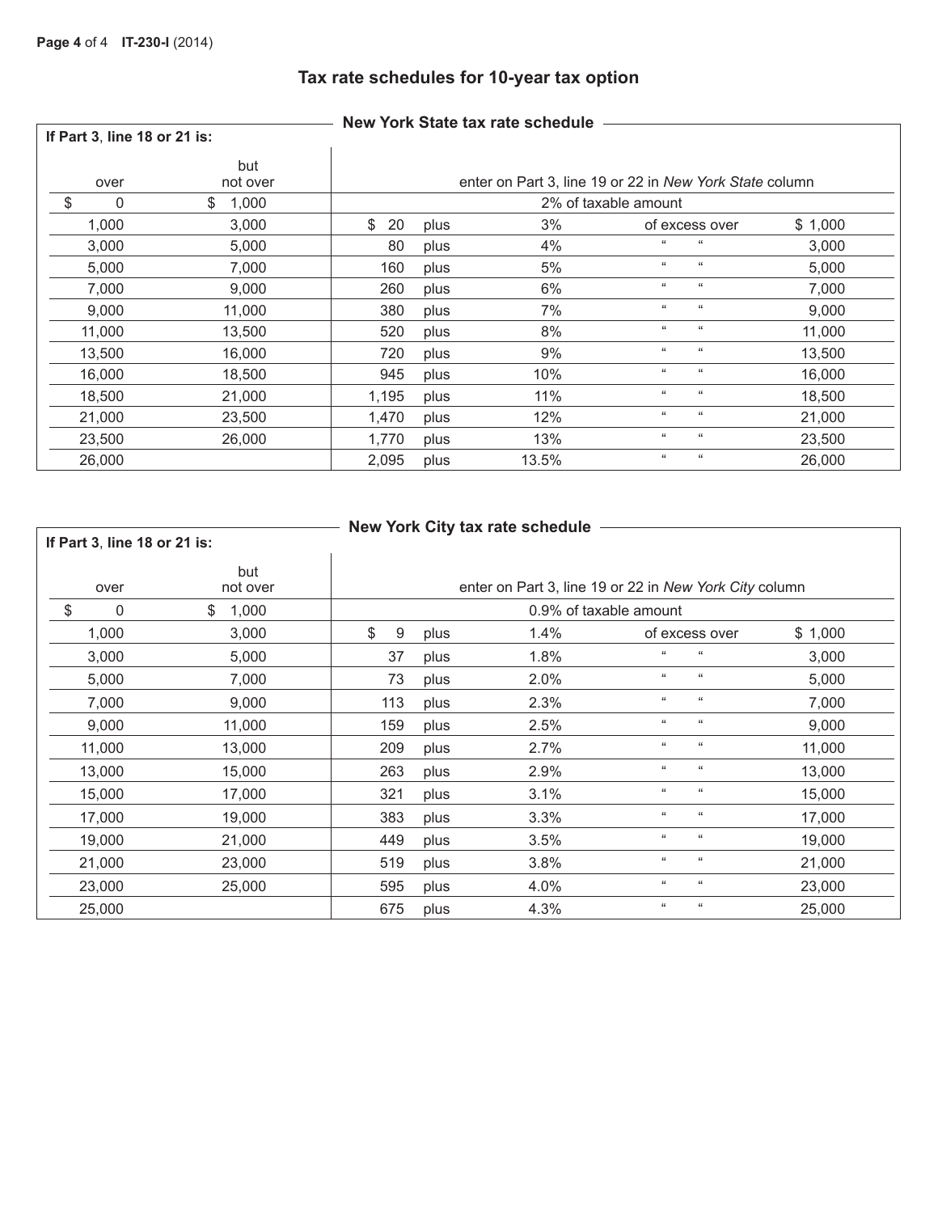# Tax rate schedules for 10-year tax option

## New York State tax rate schedule

| If Part 3, line 18 or 21 is: over | but not over | enter on Part 3, line 19 or 22 in *New York State* column | | | | |
|---|---|---|---|---|---|---|
| $ 0 | $ 1,000 | 2% of taxable amount | | | | |
| 1,000 | 3,000 | $ 20 | plus | 3% | of excess over | $ 1,000 |
| 3,000 | 5,000 | 80 | plus | 4% | " " | 3,000 |
| 5,000 | 7,000 | 160 | plus | 5% | " " | 5,000 |
| 7,000 | 9,000 | 260 | plus | 6% | " " | 7,000 |
| 9,000 | 11,000 | 380 | plus | 7% | " " | 9,000 |
| 11,000 | 13,500 | 520 | plus | 8% | " " | 11,000 |
| 13,500 | 16,000 | 720 | plus | 9% | " " | 13,500 |
| 16,000 | 18,500 | 945 | plus | 10% | " " | 16,000 |
| 18,500 | 21,000 | 1,195 | plus | 11% | " " | 18,500 |
| 21,000 | 23,500 | 1,470 | plus | 12% | " " | 21,000 |
| 23,500 | 26,000 | 1,770 | plus | 13% | " " | 23,500 |
| 26,000 | | 2,095 | plus | 13.5% | " " | 26,000 |

## New York City tax rate schedule

| If Part 3, line 18 or 21 is: over | but not over | enter on Part 3, line 19 or 22 in *New York City* column | | | | |
|---|---|---|---|---|---|---|
| $ 0 | $ 1,000 | 0.9% of taxable amount | | | | |
| 1,000 | 3,000 | $ 9 | plus | 1.4% | of excess over | $ 1,000 |
| 3,000 | 5,000 | 37 | plus | 1.8% | " " | 3,000 |
| 5,000 | 7,000 | 73 | plus | 2.0% | " " | 5,000 |
| 7,000 | 9,000 | 113 | plus | 2.3% | " " | 7,000 |
| 9,000 | 11,000 | 159 | plus | 2.5% | " " | 9,000 |
| 11,000 | 13,000 | 209 | plus | 2.7% | " " | 11,000 |
| 13,000 | 15,000 | 263 | plus | 2.9% | " " | 13,000 |
| 15,000 | 17,000 | 321 | plus | 3.1% | " " | 15,000 |
| 17,000 | 19,000 | 383 | plus | 3.3% | " " | 17,000 |
| 19,000 | 21,000 | 449 | plus | 3.5% | " " | 19,000 |
| 21,000 | 23,000 | 519 | plus | 3.8% | " " | 21,000 |
| 23,000 | 25,000 | 595 | plus | 4.0% | " " | 23,000 |
| 25,000 | | 675 | plus | 4.3% | " " | 25,000 |